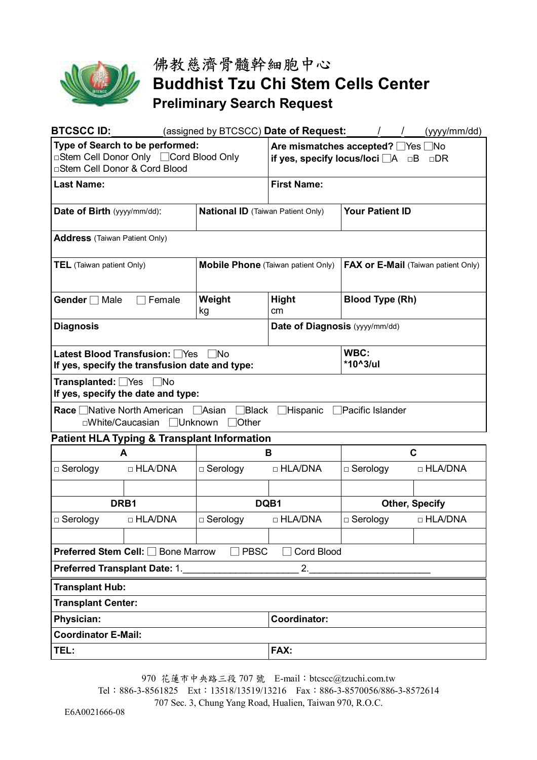# 佛教慈濟骨髓幹細胞中心

# Buddhist Tzu Chi Stem Cells Center

## Preliminary Search Request

**BTCSCC ID:**________(assigned by BTCSCC) **Date of Request:**_____/___/___(yyyy/mm/dd)

| | | | |
|---|---|---|---|
| **Type of Search to be performed:** □Stem Cell Donor Only □Cord Blood Only □Stem Cell Donor & Cord Blood | | **Are mismatches accepted?** □Yes □No **if yes, specify locus/loci** □A □B □DR | |
| **Last Name:** | | **First Name:** | |
| **Date of Birth** (yyyy/mm/dd): | **National ID** (Taiwan Patient Only) | | **Your Patient ID** |
| **Address** (Taiwan Patient Only) | | | |
| **TEL** (Taiwan patient Only) | **Mobile Phone** (Taiwan patient Only) | | **FAX or E-Mail** (Taiwan patient Only) |
| **Gender** □ Male □ Female | **Weight** kg | **Hight** cm | **Blood Type (Rh)** |
| **Diagnosis** | | **Date of Diagnosis** (yyyy/mm/dd) | |
| **Latest Blood Transfusion:** □Yes □No **If yes, specify the transfusion date and type:** | | | **WBC:** ***10^3/ul** |
| **Transplanted:** □Yes □No **If yes, specify the date and type:** | | | |
| **Race** □Native North American □Asian □Black □Hispanic □Pacific Islander □White/Caucasian □Unknown □Other | | | |

**Patient HLA Typing & Transplant Information**

| A | | B | | C | |
|---|---|---|---|---|---|
| □ Serology | □ HLA/DNA | □ Serology | □ HLA/DNA | □ Serology | □ HLA/DNA |
| | | | | | |
| **DRB1** | | **DQB1** | | **Other, Specify** | |
| □ Serology | □ HLA/DNA | □ Serology | □ HLA/DNA | □ Serology | □ HLA/DNA |
| | | | | | |

**Preferred Stem Cell:** □ Bone Marrow □ PBSC □ Cord Blood

**Preferred Transplant Date:** 1.____________________ 2.____________________

| | |
|---|---|
| **Transplant Hub:** | |
| **Transplant Center:** | |
| **Physician:** | **Coordinator:** |
| **Coordinator E-Mail:** | |
| **TEL:** | **FAX:** |

970 花蓮市中央路三段 707 號 E-mail：btcscc@tzuchi.com.tw
Tel：886-3-8561825 Ext：13518/13519/13216 Fax：886-3-8570056/886-3-8572614
707 Sec. 3, Chung Yang Road, Hualien, Taiwan 970, R.O.C.

E6A0021666-08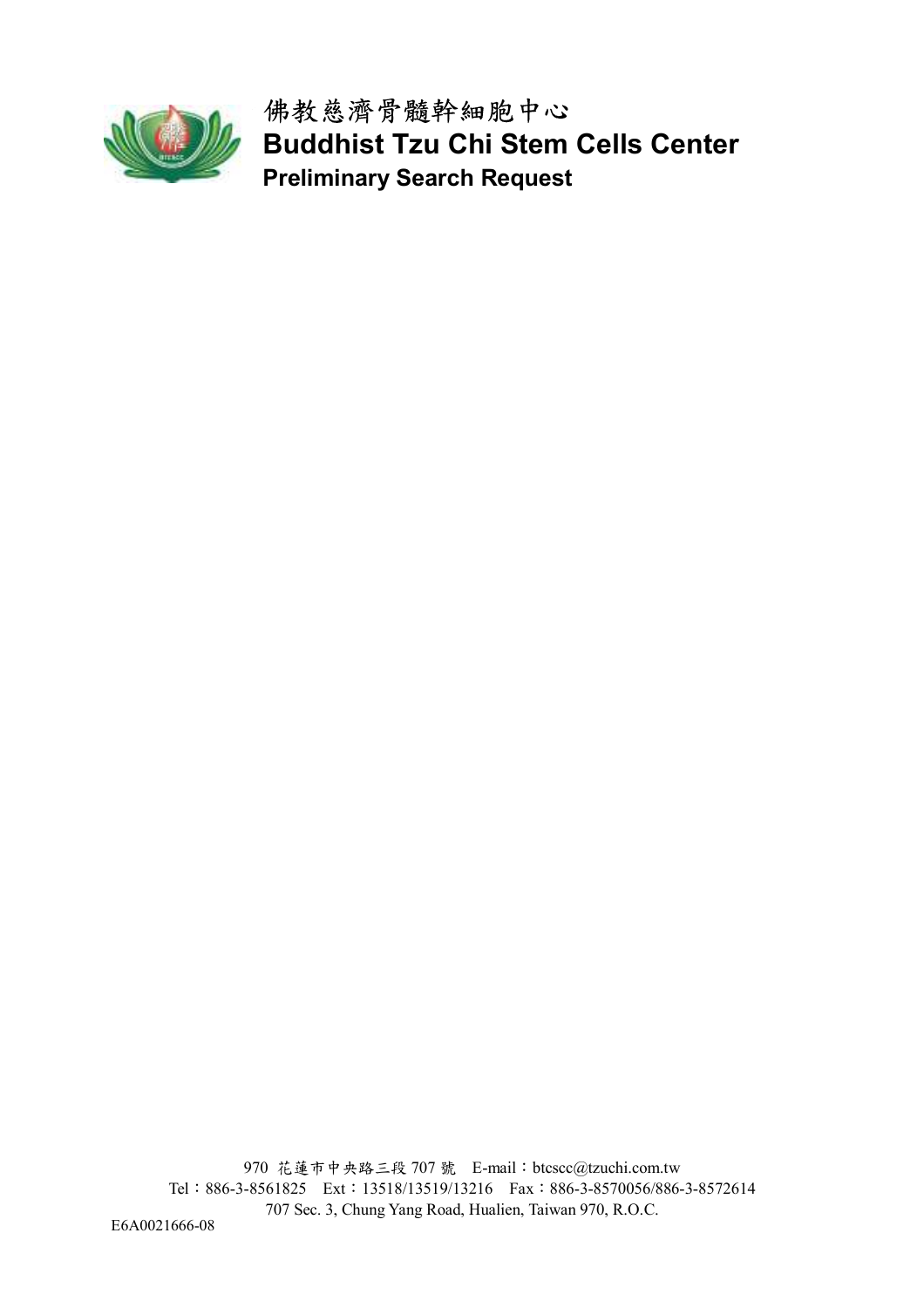# 佛教慈濟骨髓幹細胞中心

# Buddhist Tzu Chi Stem Cells Center

## Preliminary Search Request

970 花蓮市中央路三段 707 號　E-mail：btcscc@tzuchi.com.tw
Tel：886-3-8561825　Ext：13518/13519/13216　Fax：886-3-8570056/886-3-8572614
707 Sec. 3, Chung Yang Road, Hualien, Taiwan 970, R.O.C.

E6A0021666-08